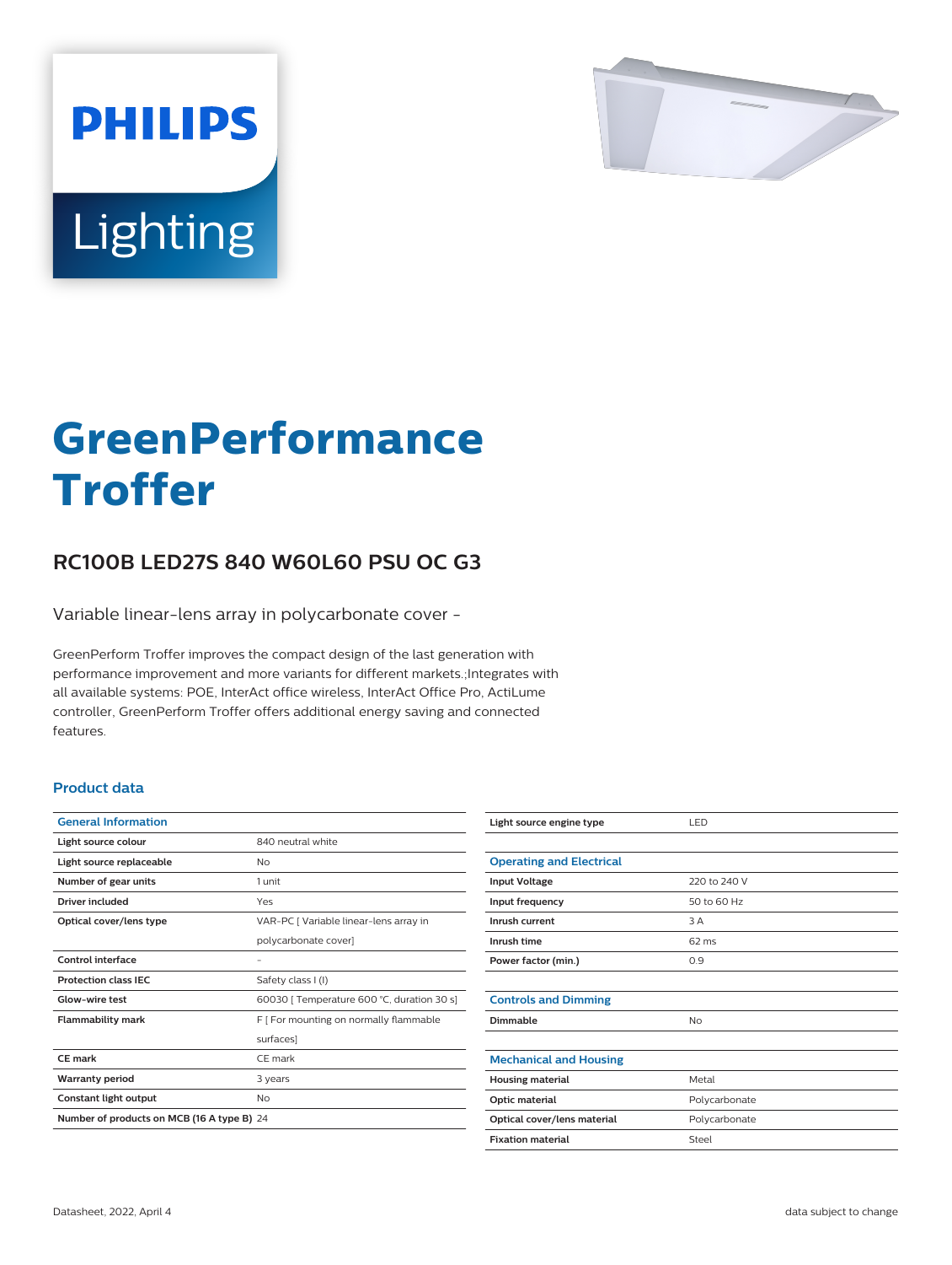# GreenPerformance Troffer

## RC100B LED27S 840 W60L60 PSU OC G3

Variable linear-lens array in polycarbonate cover -

GreenPerform Troffer improves the compact design of the last generation with performance improvement and more variants for different markets.;Integrates with all available systems: POE, InterAct office wireless, InterAct Office Pro, ActiLume controller, GreenPerform Troffer offers additional energy saving and connected features.

### Product data

| General Information | |
|---|---|
| Light source colour | 840 neutral white |
| Light source replaceable | No |
| Number of gear units | 1 unit |
| Driver included | Yes |
| Optical cover/lens type | VAR-PC [ Variable linear-lens array in polycarbonate cover] |
| Control interface | - |
| Protection class IEC | Safety class I (I) |
| Glow-wire test | 60030 [ Temperature 600 °C, duration 30 s] |
| Flammability mark | F [ For mounting on normally flammable surfaces] |
| CE mark | CE mark |
| Warranty period | 3 years |
| Constant light output | No |
| Number of products on MCB (16 A type B) | 24 |
| Light source engine type | LED |

| Operating and Electrical | |
|---|---|
| Input Voltage | 220 to 240 V |
| Input frequency | 50 to 60 Hz |
| Inrush current | 3 A |
| Inrush time | 62 ms |
| Power factor (min.) | 0.9 |

| Controls and Dimming | |
|---|---|
| Dimmable | No |

| Mechanical and Housing | |
|---|---|
| Housing material | Metal |
| Optic material | Polycarbonate |
| Optical cover/lens material | Polycarbonate |
| Fixation material | Steel |

Datasheet, 2022, April 4

data subject to change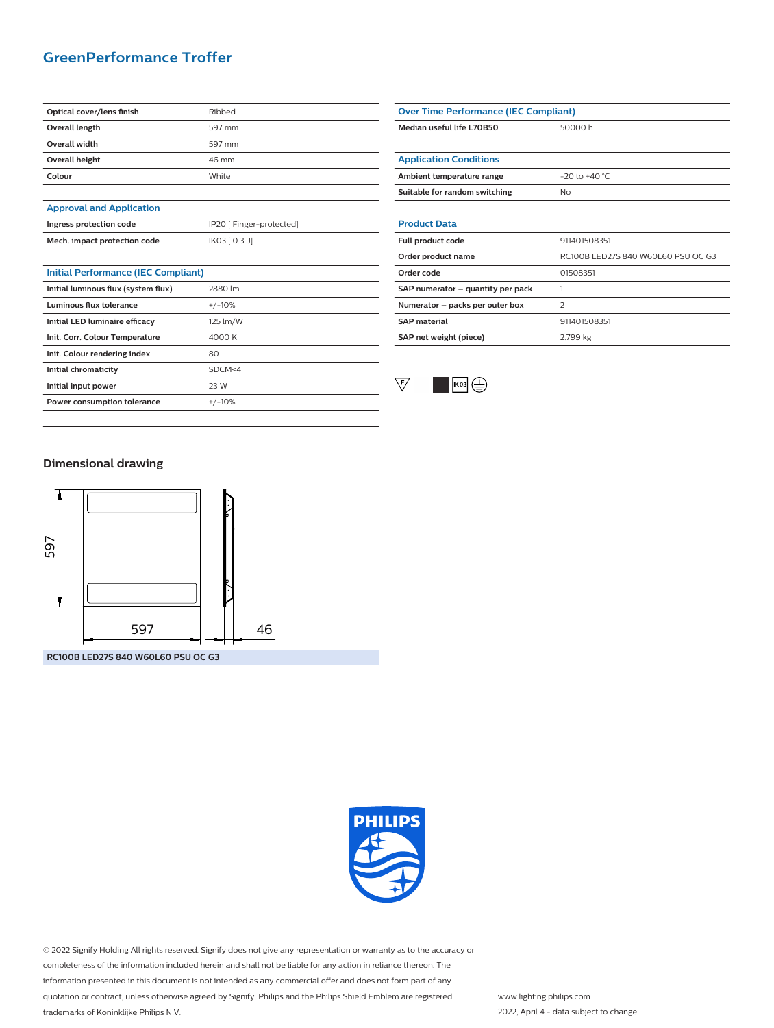## GreenPerformance Troffer

| | |
|---|---|
| Optical cover/lens finish | Ribbed |
| Overall length | 597 mm |
| Overall width | 597 mm |
| Overall height | 46 mm |
| Colour | White |

| Approval and Application | |
|---|---|
| Ingress protection code | IP20 [ Finger-protected] |
| Mech. impact protection code | IK03 [ 0.3 J] |

| Initial Performance (IEC Compliant) | |
|---|---|
| Initial luminous flux (system flux) | 2880 lm |
| Luminous flux tolerance | +/-10% |
| Initial LED luminaire efficacy | 125 lm/W |
| Init. Corr. Colour Temperature | 4000 K |
| Init. Colour rendering index | 80 |
| Initial chromaticity | SDCM<4 |
| Initial input power | 23 W |
| Power consumption tolerance | +/-10% |

| Over Time Performance (IEC Compliant) | |
|---|---|
| Median useful life L70B50 | 50000 h |

| Application Conditions | |
|---|---|
| Ambient temperature range | -20 to +40 °C |
| Suitable for random switching | No |

| Product Data | |
|---|---|
| Full product code | 911401508351 |
| Order product name | RC100B LED27S 840 W60L60 PSU OC G3 |
| Order code | 01508351 |
| SAP numerator – quantity per pack | 1 |
| Numerator – packs per outer box | 2 |
| SAP material | 911401508351 |
| SAP net weight (piece) | 2.799 kg |

F IK03

### Dimensional drawing

597

597

46

**RC100B LED27S 840 W60L60 PSU OC G3**

© 2022 Signify Holding All rights reserved. Signify does not give any representation or warranty as to the accuracy or completeness of the information included herein and shall not be liable for any action in reliance thereon. The information presented in this document is not intended as any commercial offer and does not form part of any quotation or contract, unless otherwise agreed by Signify. Philips and the Philips Shield Emblem are registered trademarks of Koninklijke Philips N.V.

www.lighting.philips.com

2022, April 4 - data subject to change